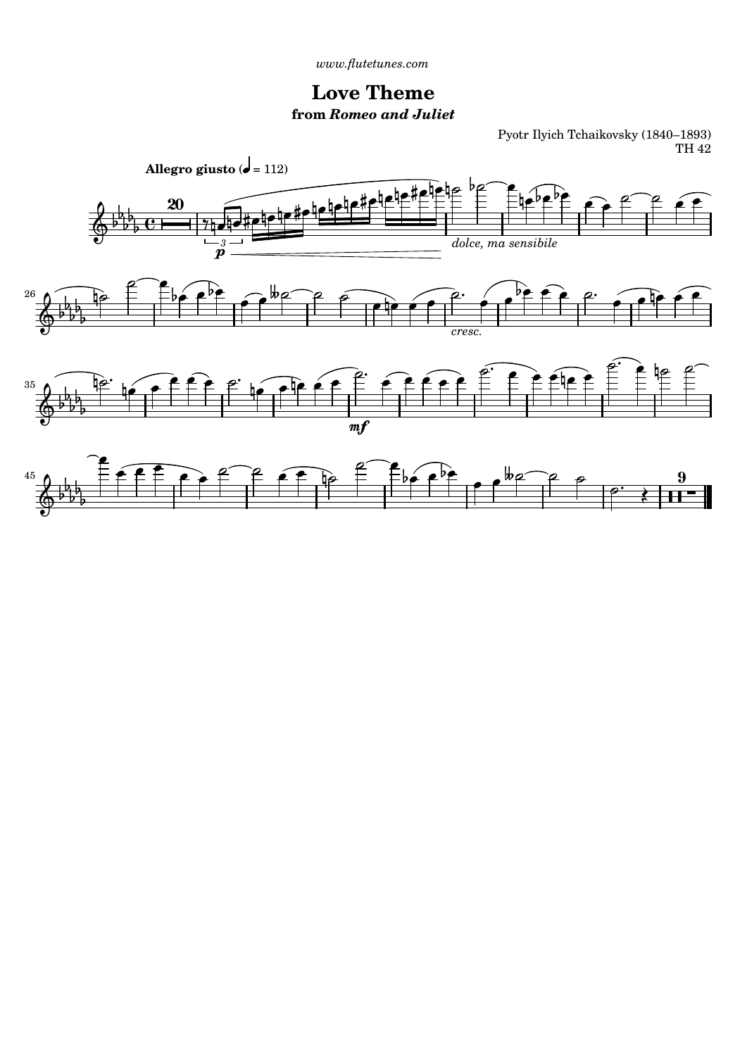*www.flutetunes.com*

# Love Theme

## from *Romeo and Juliet*

Pyotr Ilyich Tchaikovsky (1840–1893)
TH 42

**Allegro giusto** (♩ = 112)

20

*p*

*dolce, ma sensibile*

26

*cresc.*

35

*mf*

45

9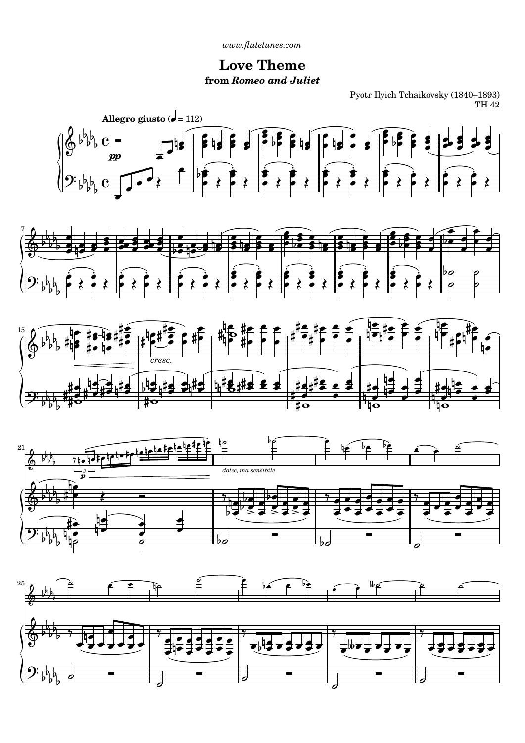www.flutetunes.com

# Love Theme

## from *Romeo and Juliet*

Pyotr Ilyich Tchaikovsky (1840–1893)
TH 42

**Allegro giusto** (♩ = 112)

*pp*

*cresc.*

*p*

*dolce, ma sensibile*